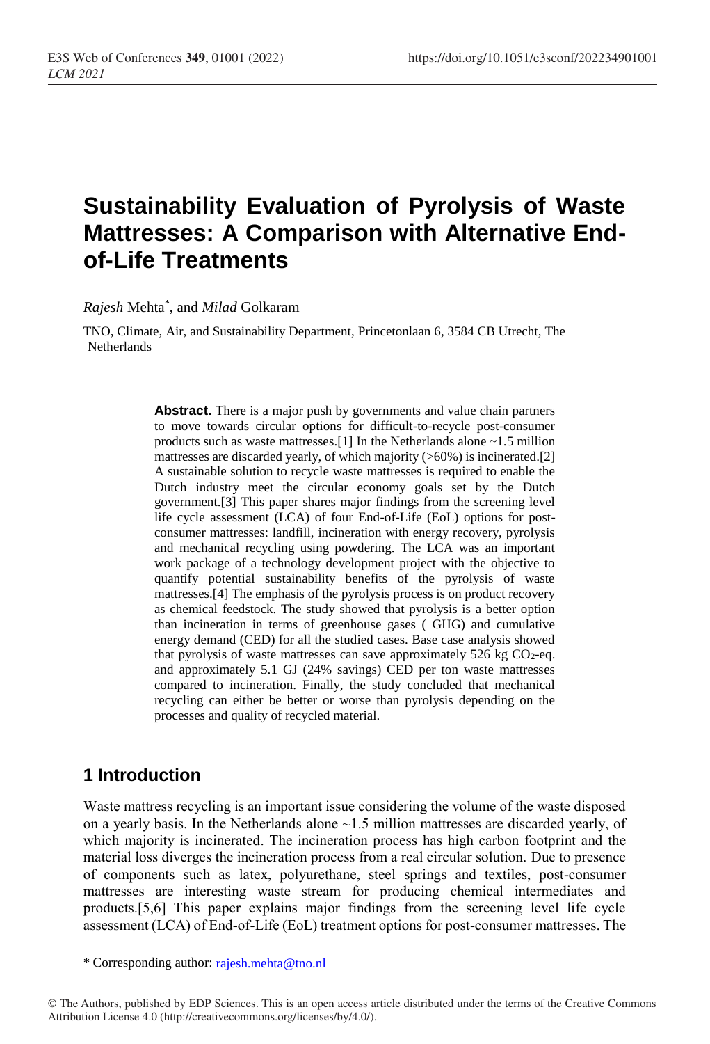# Sustainability Evaluation of Pyrolysis of Waste Mattresses: A Comparison with Alternative End-of-Life Treatments

*Rajesh* Mehta*, and *Milad* Golkaram

TNO, Climate, Air, and Sustainability Department, Princetonlaan 6, 3584 CB Utrecht, The Netherlands

**Abstract.** There is a major push by governments and value chain partners to move towards circular options for difficult-to-recycle post-consumer products such as waste mattresses.[1] In the Netherlands alone ~1.5 million mattresses are discarded yearly, of which majority (>60%) is incinerated.[2] A sustainable solution to recycle waste mattresses is required to enable the Dutch industry meet the circular economy goals set by the Dutch government.[3] This paper shares major findings from the screening level life cycle assessment (LCA) of four End-of-Life (EoL) options for post-consumer mattresses: landfill, incineration with energy recovery, pyrolysis and mechanical recycling using powdering. The LCA was an important work package of a technology development project with the objective to quantify potential sustainability benefits of the pyrolysis of waste mattresses.[4] The emphasis of the pyrolysis process is on product recovery as chemical feedstock. The study showed that pyrolysis is a better option than incineration in terms of greenhouse gases ( GHG) and cumulative energy demand (CED) for all the studied cases. Base case analysis showed that pyrolysis of waste mattresses can save approximately 526 kg $CO_2$-eq. and approximately 5.1 GJ (24% savings) CED per ton waste mattresses compared to incineration. Finally, the study concluded that mechanical recycling can either be better or worse than pyrolysis depending on the processes and quality of recycled material.

## 1 Introduction

Waste mattress recycling is an important issue considering the volume of the waste disposed on a yearly basis. In the Netherlands alone ~1.5 million mattresses are discarded yearly, of which majority is incinerated. The incineration process has high carbon footprint and the material loss diverges the incineration process from a real circular solution. Due to presence of components such as latex, polyurethane, steel springs and textiles, post-consumer mattresses are interesting waste stream for producing chemical intermediates and products.[5,6] This paper explains major findings from the screening level life cycle assessment (LCA) of End-of-Life (EoL) treatment options for post-consumer mattresses. The

* Corresponding author: rajesh.mehta@tno.nl

© The Authors, published by EDP Sciences. This is an open access article distributed under the terms of the Creative Commons Attribution License 4.0 (http://creativecommons.org/licenses/by/4.0/).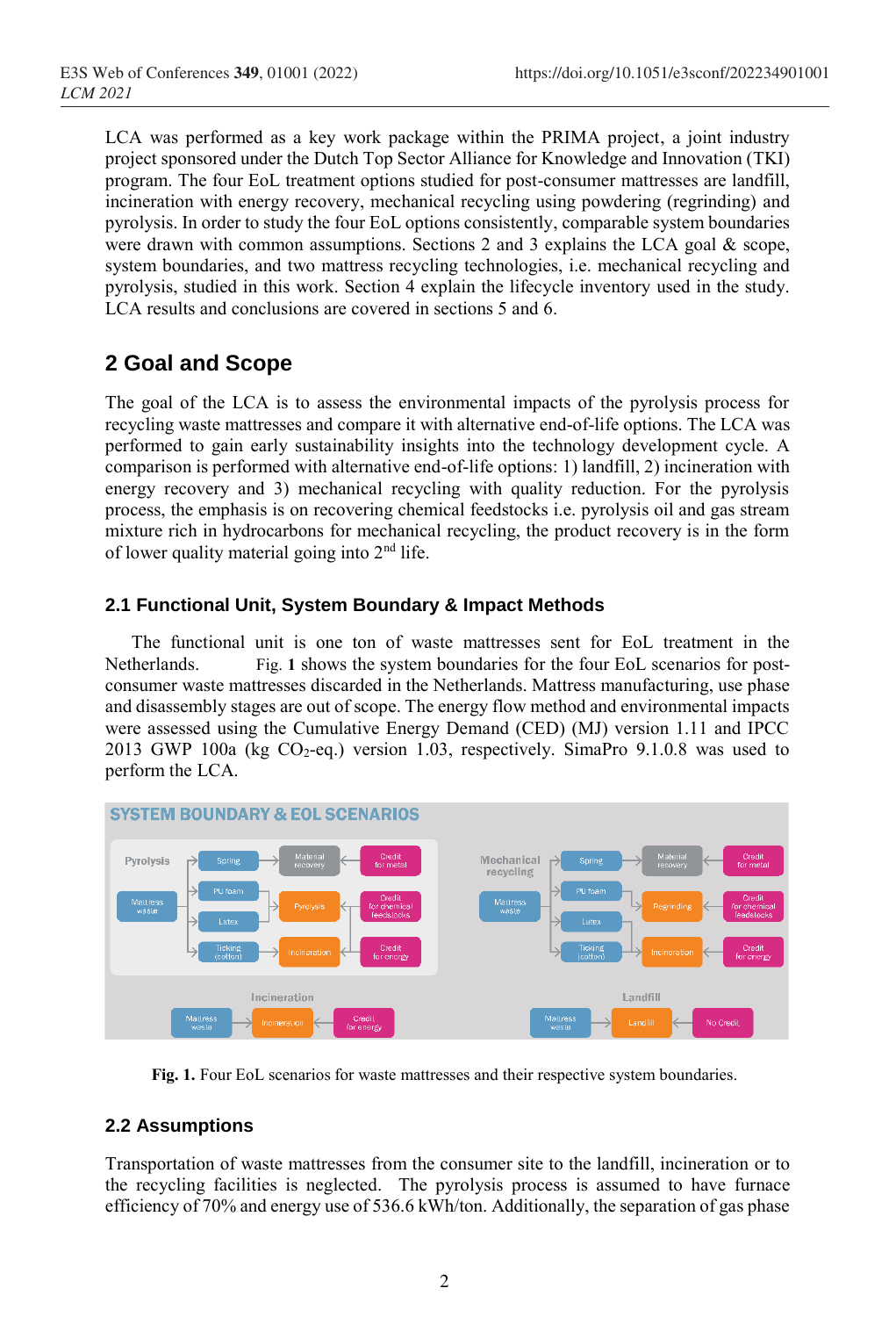LCA was performed as a key work package within the PRIMA project, a joint industry project sponsored under the Dutch Top Sector Alliance for Knowledge and Innovation (TKI) program. The four EoL treatment options studied for post-consumer mattresses are landfill, incineration with energy recovery, mechanical recycling using powdering (regrinding) and pyrolysis. In order to study the four EoL options consistently, comparable system boundaries were drawn with common assumptions. Sections 2 and 3 explains the LCA goal & scope, system boundaries, and two mattress recycling technologies, i.e. mechanical recycling and pyrolysis, studied in this work. Section 4 explain the lifecycle inventory used in the study. LCA results and conclusions are covered in sections 5 and 6.

## 2 Goal and Scope

The goal of the LCA is to assess the environmental impacts of the pyrolysis process for recycling waste mattresses and compare it with alternative end-of-life options. The LCA was performed to gain early sustainability insights into the technology development cycle. A comparison is performed with alternative end-of-life options: 1) landfill, 2) incineration with energy recovery and 3) mechanical recycling with quality reduction. For the pyrolysis process, the emphasis is on recovering chemical feedstocks i.e. pyrolysis oil and gas stream mixture rich in hydrocarbons for mechanical recycling, the product recovery is in the form of lower quality material going into 2nd life.

### 2.1 Functional Unit, System Boundary & Impact Methods

The functional unit is one ton of waste mattresses sent for EoL treatment in the Netherlands. Fig. **1** shows the system boundaries for the four EoL scenarios for post-consumer waste mattresses discarded in the Netherlands. Mattress manufacturing, use phase and disassembly stages are out of scope. The energy flow method and environmental impacts were assessed using the Cumulative Energy Demand (CED) (MJ) version 1.11 and IPCC 2013 GWP 100a (kg $CO_2$-eq.) version 1.03, respectively. SimaPro 9.1.0.8 was used to perform the LCA.

**Fig. 1.** Four EoL scenarios for waste mattresses and their respective system boundaries.

### 2.2 Assumptions

Transportation of waste mattresses from the consumer site to the landfill, incineration or to the recycling facilities is neglected. The pyrolysis process is assumed to have furnace efficiency of 70% and energy use of 536.6 kWh/ton. Additionally, the separation of gas phase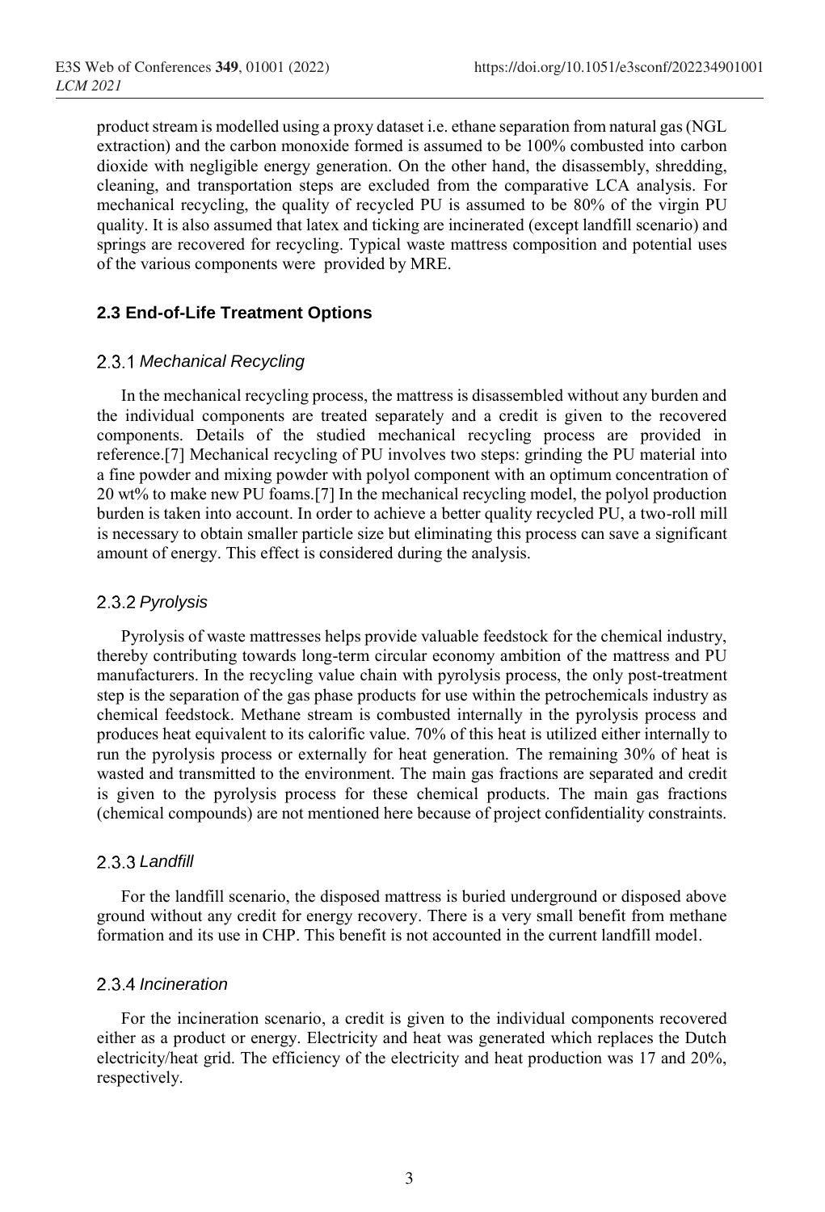product stream is modelled using a proxy dataset i.e. ethane separation from natural gas (NGL extraction) and the carbon monoxide formed is assumed to be 100% combusted into carbon dioxide with negligible energy generation. On the other hand, the disassembly, shredding, cleaning, and transportation steps are excluded from the comparative LCA analysis. For mechanical recycling, the quality of recycled PU is assumed to be 80% of the virgin PU quality. It is also assumed that latex and ticking are incinerated (except landfill scenario) and springs are recovered for recycling. Typical waste mattress composition and potential uses of the various components were provided by MRE.

### 2.3 End-of-Life Treatment Options

#### 2.3.1 *Mechanical Recycling*

In the mechanical recycling process, the mattress is disassembled without any burden and the individual components are treated separately and a credit is given to the recovered components. Details of the studied mechanical recycling process are provided in reference.[7] Mechanical recycling of PU involves two steps: grinding the PU material into a fine powder and mixing powder with polyol component with an optimum concentration of 20 wt% to make new PU foams.[7] In the mechanical recycling model, the polyol production burden is taken into account. In order to achieve a better quality recycled PU, a two-roll mill is necessary to obtain smaller particle size but eliminating this process can save a significant amount of energy. This effect is considered during the analysis.

#### 2.3.2 *Pyrolysis*

Pyrolysis of waste mattresses helps provide valuable feedstock for the chemical industry, thereby contributing towards long-term circular economy ambition of the mattress and PU manufacturers. In the recycling value chain with pyrolysis process, the only post-treatment step is the separation of the gas phase products for use within the petrochemicals industry as chemical feedstock. Methane stream is combusted internally in the pyrolysis process and produces heat equivalent to its calorific value. 70% of this heat is utilized either internally to run the pyrolysis process or externally for heat generation. The remaining 30% of heat is wasted and transmitted to the environment. The main gas fractions are separated and credit is given to the pyrolysis process for these chemical products. The main gas fractions (chemical compounds) are not mentioned here because of project confidentiality constraints.

#### 2.3.3 *Landfill*

For the landfill scenario, the disposed mattress is buried underground or disposed above ground without any credit for energy recovery. There is a very small benefit from methane formation and its use in CHP. This benefit is not accounted in the current landfill model.

#### 2.3.4 *Incineration*

For the incineration scenario, a credit is given to the individual components recovered either as a product or energy. Electricity and heat was generated which replaces the Dutch electricity/heat grid. The efficiency of the electricity and heat production was 17 and 20%, respectively.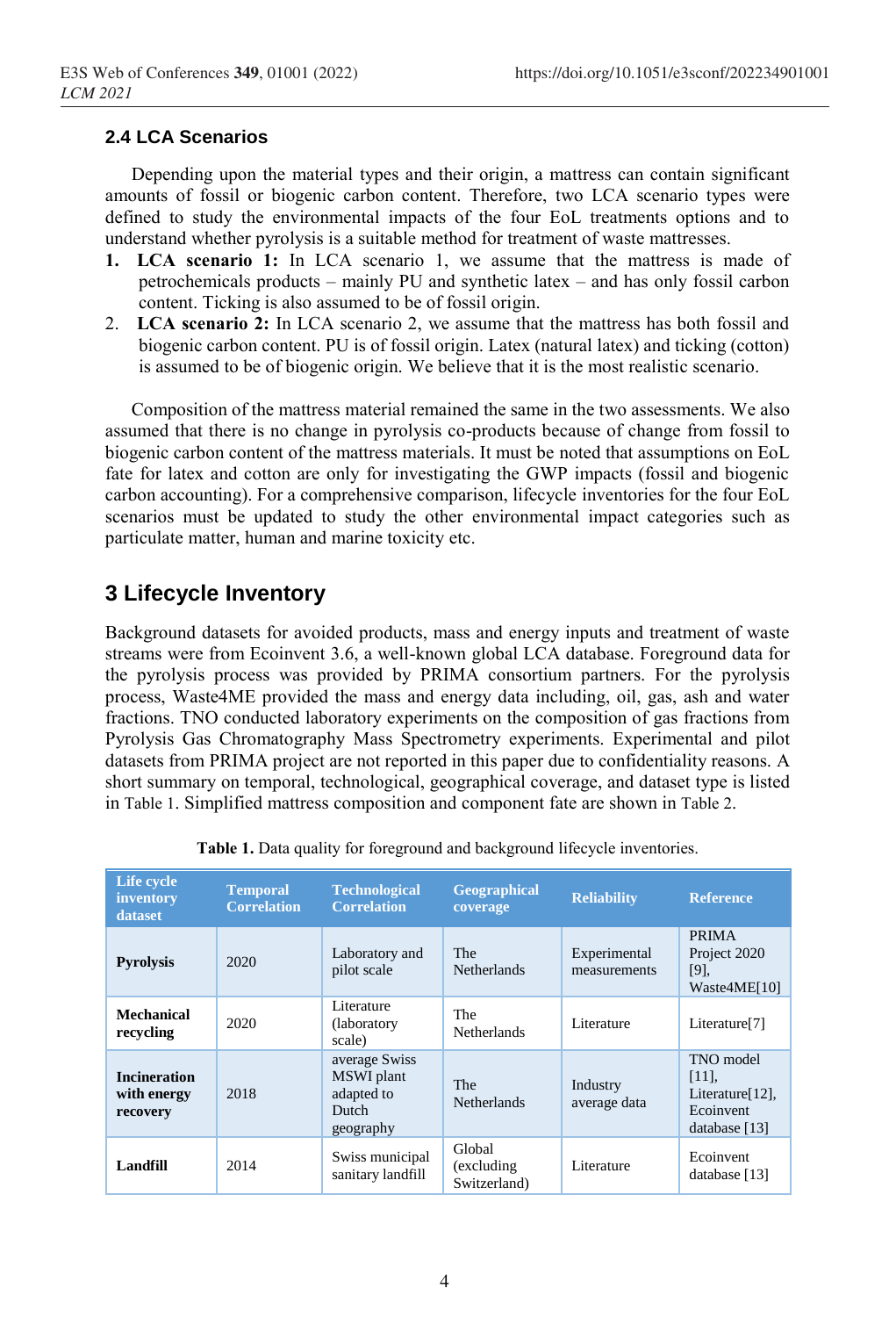### 2.4 LCA Scenarios

Depending upon the material types and their origin, a mattress can contain significant amounts of fossil or biogenic carbon content. Therefore, two LCA scenario types were defined to study the environmental impacts of the four EoL treatments options and to understand whether pyrolysis is a suitable method for treatment of waste mattresses.

1. **LCA scenario 1:** In LCA scenario 1, we assume that the mattress is made of petrochemicals products – mainly PU and synthetic latex – and has only fossil carbon content. Ticking is also assumed to be of fossil origin.
2. **LCA scenario 2:** In LCA scenario 2, we assume that the mattress has both fossil and biogenic carbon content. PU is of fossil origin. Latex (natural latex) and ticking (cotton) is assumed to be of biogenic origin. We believe that it is the most realistic scenario.

Composition of the mattress material remained the same in the two assessments. We also assumed that there is no change in pyrolysis co-products because of change from fossil to biogenic carbon content of the mattress materials. It must be noted that assumptions on EoL fate for latex and cotton are only for investigating the GWP impacts (fossil and biogenic carbon accounting). For a comprehensive comparison, lifecycle inventories for the four EoL scenarios must be updated to study the other environmental impact categories such as particulate matter, human and marine toxicity etc.

## 3 Lifecycle Inventory

Background datasets for avoided products, mass and energy inputs and treatment of waste streams were from Ecoinvent 3.6, a well-known global LCA database. Foreground data for the pyrolysis process was provided by PRIMA consortium partners. For the pyrolysis process, Waste4ME provided the mass and energy data including, oil, gas, ash and water fractions. TNO conducted laboratory experiments on the composition of gas fractions from Pyrolysis Gas Chromatography Mass Spectrometry experiments. Experimental and pilot datasets from PRIMA project are not reported in this paper due to confidentiality reasons. A short summary on temporal, technological, geographical coverage, and dataset type is listed in Table 1. Simplified mattress composition and component fate are shown in Table 2.

**Table 1.** Data quality for foreground and background lifecycle inventories.

| Life cycle inventory dataset | Temporal Correlation | Technological Correlation | Geographical coverage | Reliability | Reference |
|---|---|---|---|---|---|
| **Pyrolysis** | 2020 | Laboratory and pilot scale | The Netherlands | Experimental measurements | PRIMA Project 2020 [9], Waste4ME[10] |
| **Mechanical recycling** | 2020 | Literature (laboratory scale) | The Netherlands | Literature | Literature[7] |
| **Incineration with energy recovery** | 2018 | average Swiss MSWI plant adapted to Dutch geography | The Netherlands | Industry average data | TNO model [11], Literature[12], Ecoinvent database [13] |
| **Landfill** | 2014 | Swiss municipal sanitary landfill | Global (excluding Switzerland) | Literature | Ecoinvent database [13] |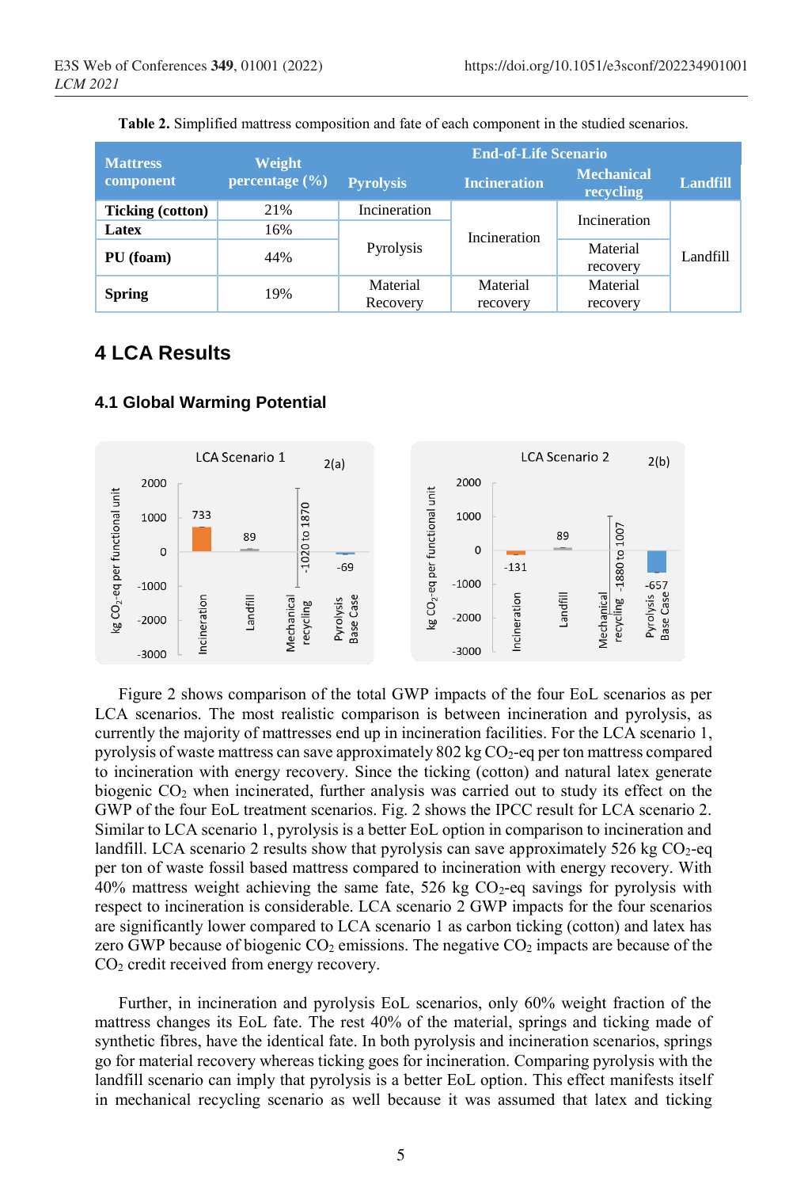**Table 2.** Simplified mattress composition and fate of each component in the studied scenarios.

| Mattress component | Weight percentage (%) | End-of-Life Scenario | | | |
|---|---|---|---|---|---|
| | | Pyrolysis | Incineration | Mechanical recycling | Landfill |
| **Ticking (cotton)** | 21% | Incineration | Incineration | Incineration | Landfill |
| **Latex** | 16% | Pyrolysis | Incineration | Incineration | Landfill |
| **PU (foam)** | 44% | Pyrolysis | Incineration | Material recovery | Landfill |
| **Spring** | 19% | Material Recovery | Material recovery | Material recovery | Landfill |

## 4 LCA Results

### 4.1 Global Warming Potential

Figure 2 shows comparison of the total GWP impacts of the four EoL scenarios as per LCA scenarios. The most realistic comparison is between incineration and pyrolysis, as currently the majority of mattresses end up in incineration facilities. For the LCA scenario 1, pyrolysis of waste mattress can save approximately 802 kg $CO_2$-eq per ton mattress compared to incineration with energy recovery. Since the ticking (cotton) and natural latex generate biogenic $CO_2$ when incinerated, further analysis was carried out to study its effect on the GWP of the four EoL treatment scenarios. Fig. 2 shows the IPCC result for LCA scenario 2. Similar to LCA scenario 1, pyrolysis is a better EoL option in comparison to incineration and landfill. LCA scenario 2 results show that pyrolysis can save approximately 526 kg $CO_2$-eq per ton of waste fossil based mattress compared to incineration with energy recovery. With 40% mattress weight achieving the same fate, 526 kg $CO_2$-eq savings for pyrolysis with respect to incineration is considerable. LCA scenario 2 GWP impacts for the four scenarios are significantly lower compared to LCA scenario 1 as carbon ticking (cotton) and latex has zero GWP because of biogenic $CO_2$ emissions. The negative $CO_2$ impacts are because of the $CO_2$ credit received from energy recovery.

Further, in incineration and pyrolysis EoL scenarios, only 60% weight fraction of the mattress changes its EoL fate. The rest 40% of the material, springs and ticking made of synthetic fibres, have the identical fate. In both pyrolysis and incineration scenarios, springs go for material recovery whereas ticking goes for incineration. Comparing pyrolysis with the landfill scenario can imply that pyrolysis is a better EoL option. This effect manifests itself in mechanical recycling scenario as well because it was assumed that latex and ticking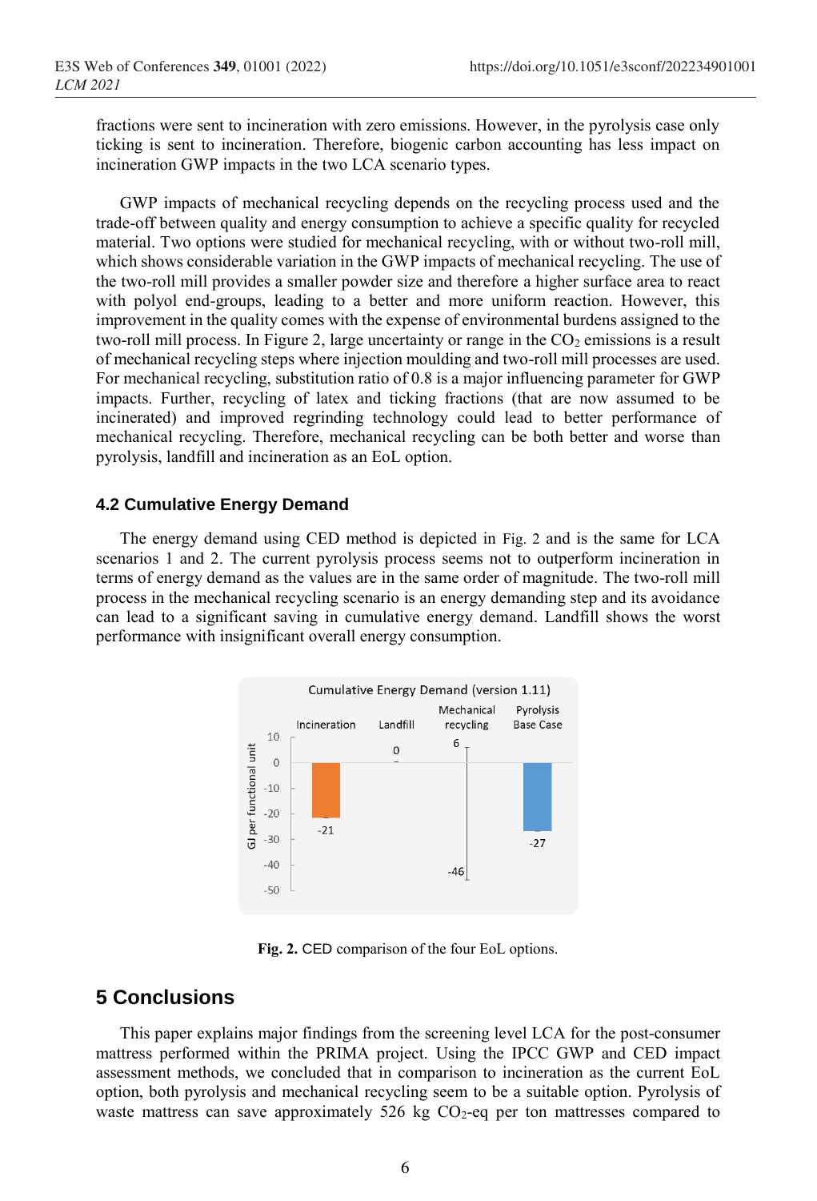fractions were sent to incineration with zero emissions. However, in the pyrolysis case only ticking is sent to incineration. Therefore, biogenic carbon accounting has less impact on incineration GWP impacts in the two LCA scenario types.

GWP impacts of mechanical recycling depends on the recycling process used and the trade-off between quality and energy consumption to achieve a specific quality for recycled material. Two options were studied for mechanical recycling, with or without two-roll mill, which shows considerable variation in the GWP impacts of mechanical recycling. The use of the two-roll mill provides a smaller powder size and therefore a higher surface area to react with polyol end-groups, leading to a better and more uniform reaction. However, this improvement in the quality comes with the expense of environmental burdens assigned to the two-roll mill process. In Figure 2, large uncertainty or range in the $CO_2$ emissions is a result of mechanical recycling steps where injection moulding and two-roll mill processes are used. For mechanical recycling, substitution ratio of 0.8 is a major influencing parameter for GWP impacts. Further, recycling of latex and ticking fractions (that are now assumed to be incinerated) and improved regrinding technology could lead to better performance of mechanical recycling. Therefore, mechanical recycling can be both better and worse than pyrolysis, landfill and incineration as an EoL option.

### 4.2 Cumulative Energy Demand

The energy demand using CED method is depicted in Fig. 2 and is the same for LCA scenarios 1 and 2. The current pyrolysis process seems not to outperform incineration in terms of energy demand as the values are in the same order of magnitude. The two-roll mill process in the mechanical recycling scenario is an energy demanding step and its avoidance can lead to a significant saving in cumulative energy demand. Landfill shows the worst performance with insignificant overall energy consumption.

**Fig. 2.** CED comparison of the four EoL options.

## 5 Conclusions

This paper explains major findings from the screening level LCA for the post-consumer mattress performed within the PRIMA project. Using the IPCC GWP and CED impact assessment methods, we concluded that in comparison to incineration as the current EoL option, both pyrolysis and mechanical recycling seem to be a suitable option. Pyrolysis of waste mattress can save approximately 526 kg $CO_2$-eq per ton mattresses compared to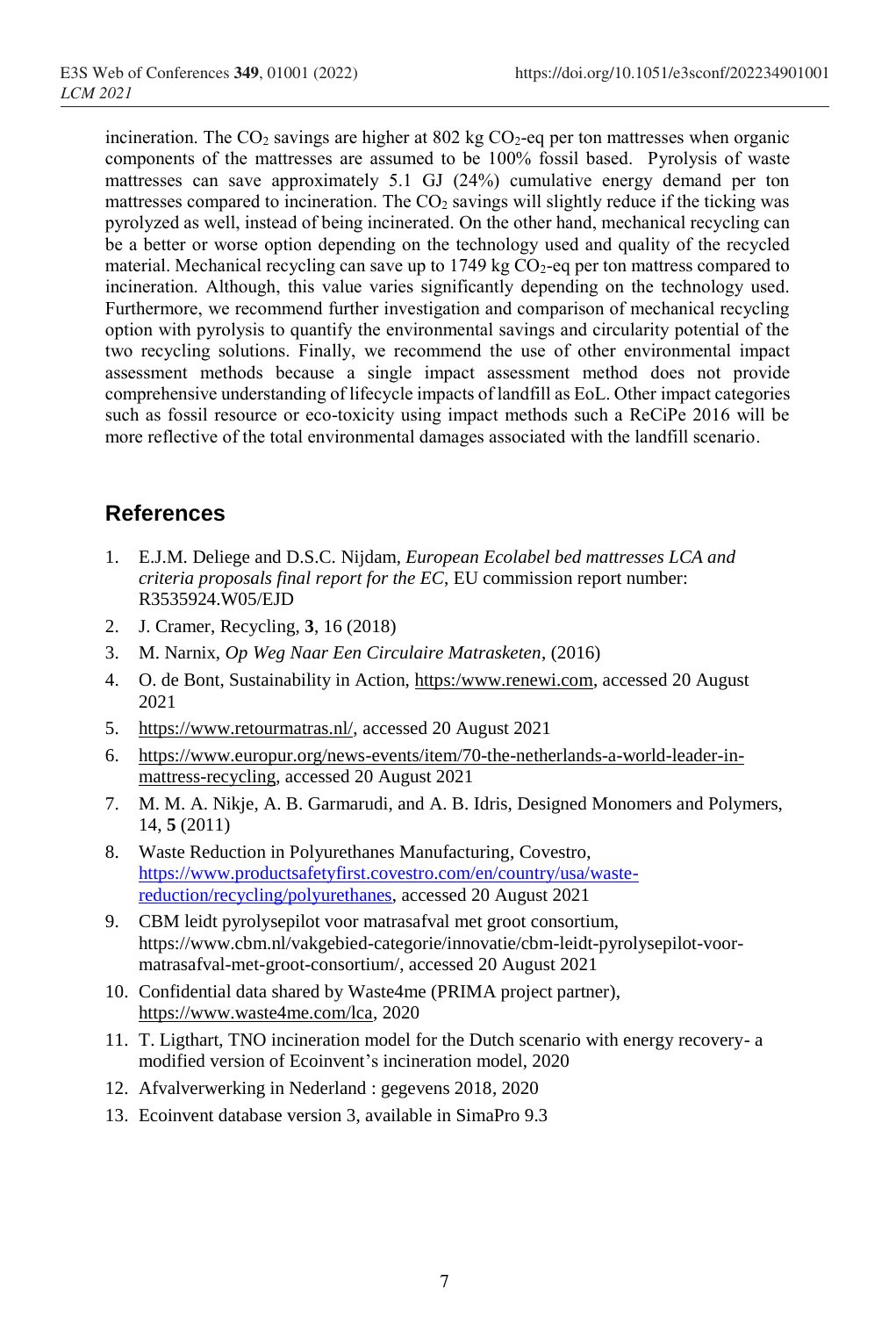incineration. The $CO_2$ savings are higher at 802 kg $CO_2$-eq per ton mattresses when organic components of the mattresses are assumed to be 100% fossil based. Pyrolysis of waste mattresses can save approximately 5.1 GJ (24%) cumulative energy demand per ton mattresses compared to incineration. The $CO_2$ savings will slightly reduce if the ticking was pyrolyzed as well, instead of being incinerated. On the other hand, mechanical recycling can be a better or worse option depending on the technology used and quality of the recycled material. Mechanical recycling can save up to 1749 kg $CO_2$-eq per ton mattress compared to incineration. Although, this value varies significantly depending on the technology used. Furthermore, we recommend further investigation and comparison of mechanical recycling option with pyrolysis to quantify the environmental savings and circularity potential of the two recycling solutions. Finally, we recommend the use of other environmental impact assessment methods because a single impact assessment method does not provide comprehensive understanding of lifecycle impacts of landfill as EoL. Other impact categories such as fossil resource or eco-toxicity using impact methods such a ReCiPe 2016 will be more reflective of the total environmental damages associated with the landfill scenario.

## References

1. E.J.M. Deliege and D.S.C. Nijdam, *European Ecolabel bed mattresses LCA and criteria proposals final report for the EC*, EU commission report number: R3535924.W05/EJD
2. J. Cramer, Recycling, **3**, 16 (2018)
3. M. Narnix, *Op Weg Naar Een Circulaire Matrasketen*, (2016)
4. O. de Bont, Sustainability in Action, https:/www.renewi.com, accessed 20 August 2021
5. https://www.retourmatras.nl/, accessed 20 August 2021
6. https://www.europur.org/news-events/item/70-the-netherlands-a-world-leader-in-mattress-recycling, accessed 20 August 2021
7. M. M. A. Nikje, A. B. Garmarudi, and A. B. Idris, Designed Monomers and Polymers, 14, **5** (2011)
8. Waste Reduction in Polyurethanes Manufacturing, Covestro, https://www.productsafetyfirst.covestro.com/en/country/usa/waste-reduction/recycling/polyurethanes, accessed 20 August 2021
9. CBM leidt pyrolysepilot voor matrasafval met groot consortium, https://www.cbm.nl/vakgebied-categorie/innovatie/cbm-leidt-pyrolysepilot-voor-matrasafval-met-groot-consortium/, accessed 20 August 2021
10. Confidential data shared by Waste4me (PRIMA project partner), https://www.waste4me.com/lca, 2020
11. T. Ligthart, TNO incineration model for the Dutch scenario with energy recovery- a modified version of Ecoinvent's incineration model, 2020
12. Afvalverwerking in Nederland : gegevens 2018, 2020
13. Ecoinvent database version 3, available in SimaPro 9.3